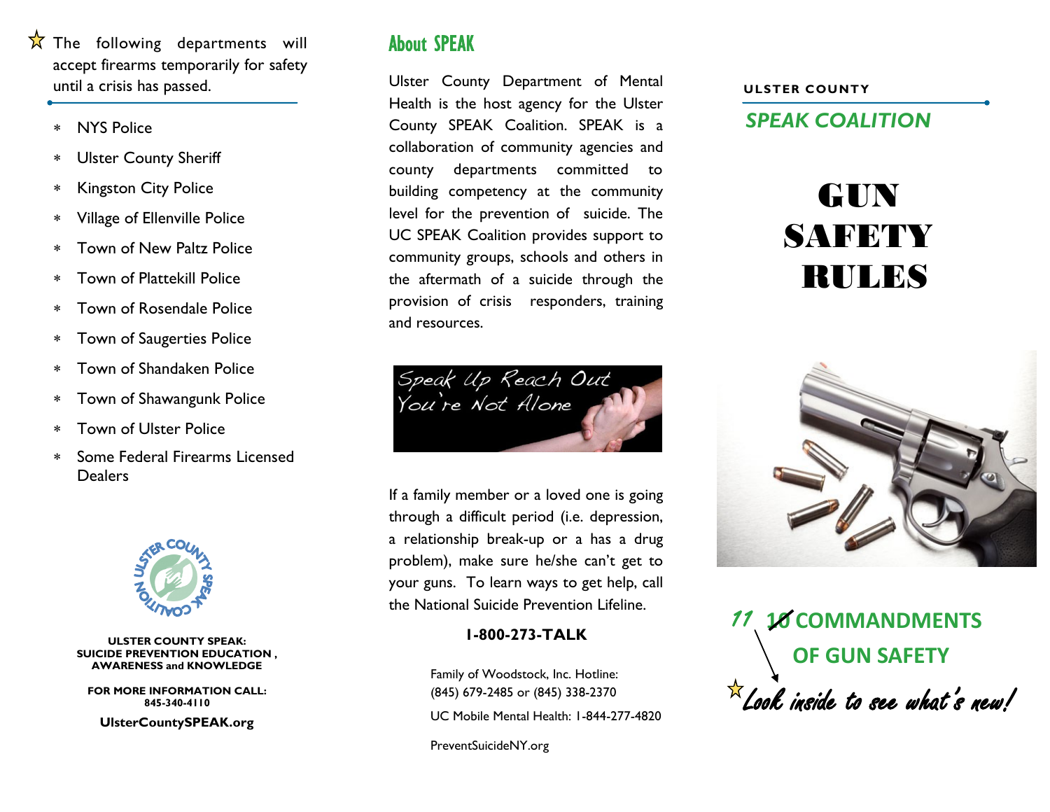☆ The following departments will accept firearms temporarily for safety until a crisis has passed.

- NYS Police
- Ulster County Sheriff
- Kingston City Police
- Village of Ellenville Police
- Town of New Paltz Police
- Town of Plattekill Police
- Town of Rosendale Police
- Town of Saugerties Police
- Town of Shandaken Police
- Town of Shawangunk Police
- Town of Ulster Police
- Some Federal Firearms Licensed Dealers

**ULSTER COUNTY SPEAK: SUICIDE PREVENTION EDUCATION , AWARENESS and KNOWLEDGE**

**FOR MORE INFORMATION CALL: 845-340-4110**

**UlsterCountySPEAK.org**

## About SPEAK

Ulster County Department of Mental Health is the host agency for the Ulster County SPEAK Coalition. SPEAK is a collaboration of community agencies and county departments committed to building competency at the community level for the prevention of suicide. The UC SPEAK Coalition provides support to community groups, schools and others in the aftermath of a suicide through the provision of crisis responders, training and resources.

Speak Up Reach Out
You're Not Alone

If a family member or a loved one is going through a difficult period (i.e. depression, a relationship break-up or a has a drug problem), make sure he/she can't get to your guns. To learn ways to get help, call the National Suicide Prevention Lifeline.

**1-800-273-TALK**

Family of Woodstock, Inc. Hotline: (845) 679-2485 or (845) 338-2370

UC Mobile Mental Health: 1-844-277-4820

PreventSuicideNY.org

**ULSTER COUNTY**

***SPEAK COALITION***

# GUN SAFETY RULES

## 11 ~~10~~ COMMANDMENTS OF GUN SAFETY

☆*Look inside to see what's new!*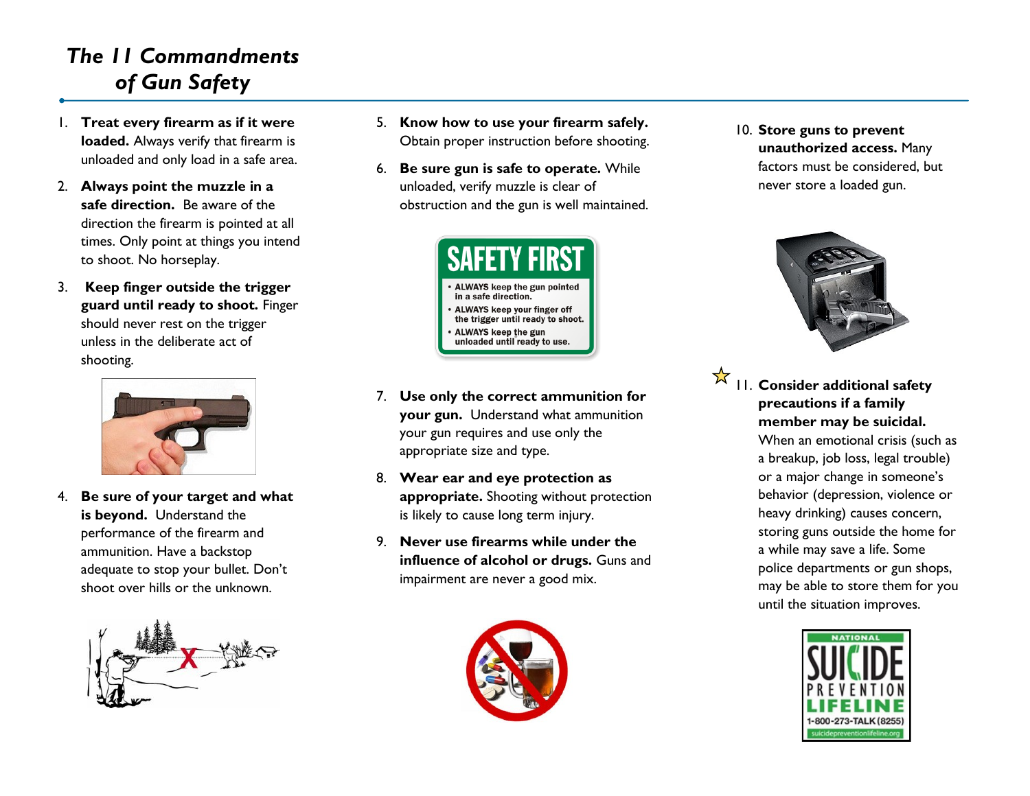# *The 11 Commandments of Gun Safety*

1. **Treat every firearm as if it were loaded.** Always verify that firearm is unloaded and only load in a safe area.
2. **Always point the muzzle in a safe direction.** Be aware of the direction the firearm is pointed at all times. Only point at things you intend to shoot. No horseplay.
3. **Keep finger outside the trigger guard until ready to shoot.** Finger should never rest on the trigger unless in the deliberate act of shooting.
4. **Be sure of your target and what is beyond.** Understand the performance of the firearm and ammunition. Have a backstop adequate to stop your bullet. Don't shoot over hills or the unknown.
5. **Know how to use your firearm safely.** Obtain proper instruction before shooting.
6. **Be sure gun is safe to operate.** While unloaded, verify muzzle is clear of obstruction and the gun is well maintained.

SAFETY FIRST

- ALWAYS keep the gun pointed in a safe direction.
- ALWAYS keep your finger off the trigger until ready to shoot.
- ALWAYS keep the gun unloaded until ready to use.

7. **Use only the correct ammunition for your gun.** Understand what ammunition your gun requires and use only the appropriate size and type.
8. **Wear ear and eye protection as appropriate.** Shooting without protection is likely to cause long term injury.
9. **Never use firearms while under the influence of alcohol or drugs.** Guns and impairment are never a good mix.
10. **Store guns to prevent unauthorized access.** Many factors must be considered, but never store a loaded gun.
11. **Consider additional safety precautions if a family member may be suicidal.** When an emotional crisis (such as a breakup, job loss, legal trouble) or a major change in someone's behavior (depression, violence or heavy drinking) causes concern, storing guns outside the home for a while may save a life. Some police departments or gun shops, may be able to store them for you until the situation improves.

NATIONAL SUICIDE PREVENTION LIFELINE
1-800-273-TALK (8255)
suicidepreventionlifeline.org